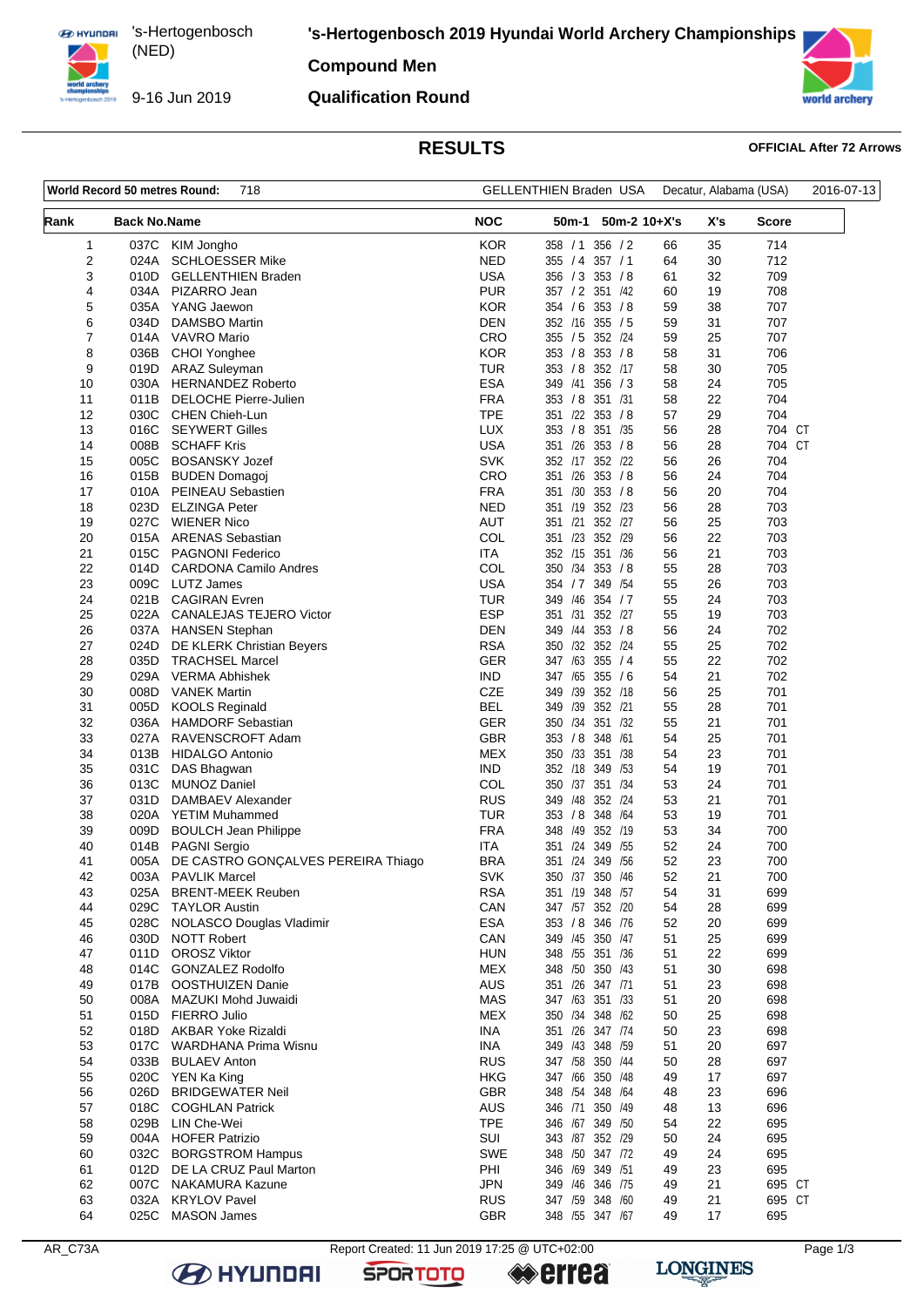# 's-Hertogenbosch 2019 Hyundai World Archery Championships

's-Hertogenbosch (NED)

9-16 Jun 2019

## Compound Men

## Qualification Round

## RESULTS

**OFFICIAL After 72 Arrows**

| World Record 50 metres Round: | 718 | GELLENTHIEN Braden USA | Decatur, Alabama (USA) | 2016-07-13 |
|---|---|---|---|---|

| Rank | Back No. | Name | NOC | 50m-1 | 50m-2 | 10+X's | X's | Score |
|---|---|---|---|---|---|---|---|---|
| 1 | 037C | KIM Jongho | KOR | 358 / 1 | 356 / 2 | 66 | 35 | 714 |
| 2 | 024A | SCHLOESSER Mike | NED | 355 / 4 | 357 / 1 | 64 | 30 | 712 |
| 3 | 010D | GELLENTHIEN Braden | USA | 356 / 3 | 353 / 8 | 61 | 32 | 709 |
| 4 | 034A | PIZARRO Jean | PUR | 357 / 2 | 351 /42 | 60 | 19 | 708 |
| 5 | 035A | YANG Jaewon | KOR | 354 / 6 | 353 / 8 | 59 | 38 | 707 |
| 6 | 034D | DAMSBO Martin | DEN | 352 /16 | 355 / 5 | 59 | 31 | 707 |
| 7 | 014A | VAVRO Mario | CRO | 355 / 5 | 352 /24 | 59 | 25 | 707 |
| 8 | 036B | CHOI Yonghee | KOR | 353 / 8 | 353 / 8 | 58 | 31 | 706 |
| 9 | 019D | ARAZ Suleyman | TUR | 353 / 8 | 352 /17 | 58 | 30 | 705 |
| 10 | 030A | HERNANDEZ Roberto | ESA | 349 /41 | 356 / 3 | 58 | 24 | 705 |
| 11 | 011B | DELOCHE Pierre-Julien | FRA | 353 / 8 | 351 /31 | 58 | 22 | 704 |
| 12 | 030C | CHEN Chieh-Lun | TPE | 351 /22 | 353 / 8 | 57 | 29 | 704 |
| 13 | 016C | SEYWERT Gilles | LUX | 353 / 8 | 351 /35 | 56 | 28 | 704 CT |
| 14 | 008B | SCHAFF Kris | USA | 351 /26 | 353 / 8 | 56 | 28 | 704 CT |
| 15 | 005C | BOSANSKY Jozef | SVK | 352 /17 | 352 /22 | 56 | 26 | 704 |
| 16 | 015B | BUDEN Domagoj | CRO | 351 /26 | 353 / 8 | 56 | 24 | 704 |
| 17 | 010A | PEINEAU Sebastien | FRA | 351 /30 | 353 / 8 | 56 | 20 | 704 |
| 18 | 023D | ELZINGA Peter | NED | 351 /19 | 352 /23 | 56 | 28 | 703 |
| 19 | 027C | WIENER Nico | AUT | 351 /21 | 352 /27 | 56 | 25 | 703 |
| 20 | 015A | ARENAS Sebastian | COL | 351 /23 | 352 /29 | 56 | 22 | 703 |
| 21 | 015C | PAGNONI Federico | ITA | 352 /15 | 351 /36 | 56 | 21 | 703 |
| 22 | 014D | CARDONA Camilo Andres | COL | 350 /34 | 353 / 8 | 55 | 28 | 703 |
| 23 | 009C | LUTZ James | USA | 354 / 7 | 349 /54 | 55 | 26 | 703 |
| 24 | 021B | CAGIRAN Evren | TUR | 349 /46 | 354 / 7 | 55 | 24 | 703 |
| 25 | 022A | CANALEJAS TEJERO Victor | ESP | 351 /31 | 352 /27 | 55 | 19 | 703 |
| 26 | 037A | HANSEN Stephan | DEN | 349 /44 | 353 / 8 | 56 | 24 | 702 |
| 27 | 024D | DE KLERK Christian Beyers | RSA | 350 /32 | 352 /24 | 55 | 25 | 702 |
| 28 | 035D | TRACHSEL Marcel | GER | 347 /63 | 355 / 4 | 55 | 22 | 702 |
| 29 | 029A | VERMA Abhishek | IND | 347 /65 | 355 / 6 | 54 | 21 | 702 |
| 30 | 008D | VANEK Martin | CZE | 349 /39 | 352 /18 | 56 | 25 | 701 |
| 31 | 005D | KOOLS Reginald | BEL | 349 /39 | 352 /21 | 55 | 28 | 701 |
| 32 | 036A | HAMDORF Sebastian | GER | 350 /34 | 351 /32 | 55 | 21 | 701 |
| 33 | 027A | RAVENSCROFT Adam | GBR | 353 / 8 | 348 /61 | 54 | 25 | 701 |
| 34 | 013B | HIDALGO Antonio | MEX | 350 /33 | 351 /38 | 54 | 23 | 701 |
| 35 | 031C | DAS Bhagwan | IND | 352 /18 | 349 /53 | 54 | 19 | 701 |
| 36 | 013C | MUNOZ Daniel | COL | 350 /37 | 351 /34 | 53 | 24 | 701 |
| 37 | 031D | DAMBAEV Alexander | RUS | 349 /48 | 352 /24 | 53 | 21 | 701 |
| 38 | 020A | YETIM Muhammed | TUR | 353 / 8 | 348 /64 | 53 | 19 | 701 |
| 39 | 009D | BOULCH Jean Philippe | FRA | 348 /49 | 352 /19 | 53 | 34 | 700 |
| 40 | 014B | PAGNI Sergio | ITA | 351 /24 | 349 /55 | 52 | 24 | 700 |
| 41 | 005A | DE CASTRO GONÇALVES PEREIRA Thiago | BRA | 351 /24 | 349 /56 | 52 | 23 | 700 |
| 42 | 003A | PAVLIK Marcel | SVK | 350 /37 | 350 /46 | 52 | 21 | 700 |
| 43 | 025A | BRENT-MEEK Reuben | RSA | 351 /19 | 348 /57 | 54 | 31 | 699 |
| 44 | 029C | TAYLOR Austin | CAN | 347 /57 | 352 /20 | 54 | 28 | 699 |
| 45 | 028C | NOLASCO Douglas Vladimir | ESA | 353 / 8 | 346 /76 | 52 | 20 | 699 |
| 46 | 030D | NOTT Robert | CAN | 349 /45 | 350 /47 | 51 | 25 | 699 |
| 47 | 011D | OROSZ Viktor | HUN | 348 /55 | 351 /36 | 51 | 22 | 699 |
| 48 | 014C | GONZALEZ Rodolfo | MEX | 348 /50 | 350 /43 | 51 | 30 | 698 |
| 49 | 017B | OOSTHUIZEN Danie | AUS | 351 /26 | 347 /71 | 51 | 23 | 698 |
| 50 | 008A | MAZUKI Mohd Juwaidi | MAS | 347 /63 | 351 /33 | 51 | 20 | 698 |
| 51 | 015D | FIERRO Julio | MEX | 350 /34 | 348 /62 | 50 | 25 | 698 |
| 52 | 018D | AKBAR Yoke Rizaldi | INA | 351 /26 | 347 /74 | 50 | 23 | 698 |
| 53 | 017C | WARDHANA Prima Wisnu | INA | 349 /43 | 348 /59 | 51 | 20 | 697 |
| 54 | 033B | BULAEV Anton | RUS | 347 /58 | 350 /44 | 50 | 28 | 697 |
| 55 | 020C | YEN Ka King | HKG | 347 /66 | 350 /48 | 49 | 17 | 697 |
| 56 | 026D | BRIDGEWATER Neil | GBR | 348 /54 | 348 /64 | 48 | 23 | 696 |
| 57 | 018C | COGHLAN Patrick | AUS | 346 /71 | 350 /49 | 48 | 13 | 696 |
| 58 | 029B | LIN Che-Wei | TPE | 346 /67 | 349 /50 | 54 | 22 | 695 |
| 59 | 004A | HOFER Patrizio | SUI | 343 /87 | 352 /29 | 50 | 24 | 695 |
| 60 | 032C | BORGSTROM Hampus | SWE | 348 /50 | 347 /72 | 49 | 24 | 695 |
| 61 | 012D | DE LA CRUZ Paul Marton | PHI | 346 /69 | 349 /51 | 49 | 23 | 695 |
| 62 | 007C | NAKAMURA Kazune | JPN | 349 /46 | 346 /75 | 49 | 21 | 695 CT |
| 63 | 032A | KRYLOV Pavel | RUS | 347 /59 | 348 /60 | 49 | 21 | 695 CT |
| 64 | 025C | MASON James | GBR | 348 /55 | 347 /67 | 49 | 17 | 695 |

AR_C73A Report Created: 11 Jun 2019 17:25 @ UTC+02:00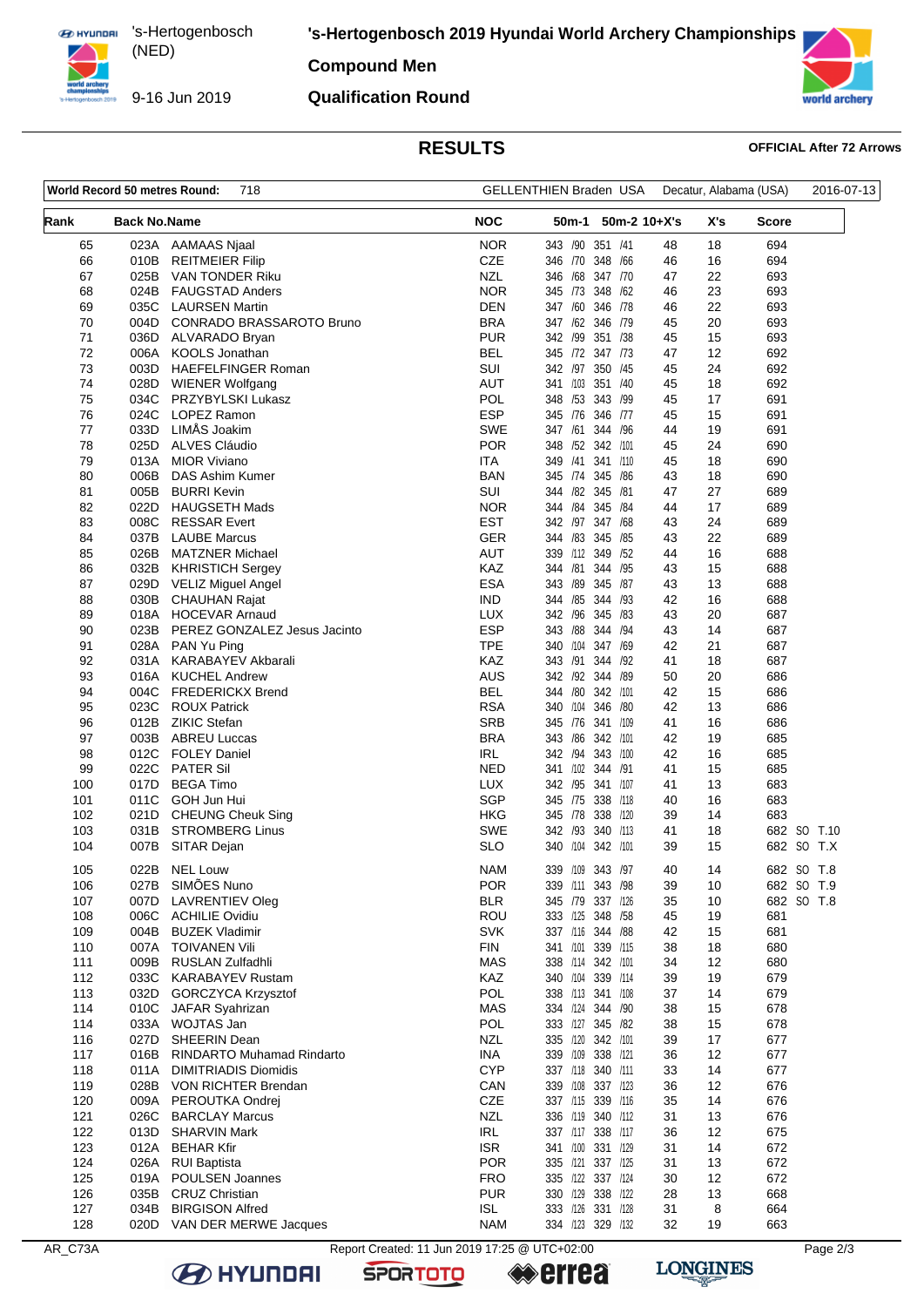# 's-Hertogenbosch 2019 Hyundai World Archery Championships

's-Hertogenbosch (NED)

9-16 Jun 2019

## Compound Men

## Qualification Round

## RESULTS

**OFFICIAL After 72 Arrows**

| World Record 50 metres Round: | 718 | GELLENTHIEN Braden USA | Decatur, Alabama (USA) | 2016-07-13 |
|---|---|---|---|---|

| Rank | Back No. | Name | NOC | 50m-1 | 50m-2 | 10+X's | X's | Score | |
|---|---|---|---|---|---|---|---|---|---|
| 65 | 023A | AAMAAS Njaal | NOR | 343 /90 | 351 /41 | 48 | 18 | 694 | |
| 66 | 010B | REITMEIER Filip | CZE | 346 /70 | 348 /66 | 46 | 16 | 694 | |
| 67 | 025B | VAN TONDER Riku | NZL | 346 /68 | 347 /70 | 47 | 22 | 693 | |
| 68 | 024B | FAUGSTAD Anders | NOR | 345 /73 | 348 /62 | 46 | 23 | 693 | |
| 69 | 035C | LAURSEN Martin | DEN | 347 /60 | 346 /78 | 46 | 22 | 693 | |
| 70 | 004D | CONRADO BRASSAROTO Bruno | BRA | 347 /62 | 346 /79 | 45 | 20 | 693 | |
| 71 | 036D | ALVARADO Bryan | PUR | 342 /99 | 351 /38 | 45 | 15 | 693 | |
| 72 | 006A | KOOLS Jonathan | BEL | 345 /72 | 347 /73 | 47 | 12 | 692 | |
| 73 | 003D | HAEFELFINGER Roman | SUI | 342 /97 | 350 /45 | 45 | 24 | 692 | |
| 74 | 028D | WIENER Wolfgang | AUT | 341 /103 | 351 /40 | 45 | 18 | 692 | |
| 75 | 034C | PRZYBYLSKI Lukasz | POL | 348 /53 | 343 /99 | 45 | 17 | 691 | |
| 76 | 024C | LOPEZ Ramon | ESP | 345 /76 | 346 /77 | 45 | 15 | 691 | |
| 77 | 033D | LIMÅS Joakim | SWE | 347 /61 | 344 /96 | 44 | 19 | 691 | |
| 78 | 025D | ALVES Cláudio | POR | 348 /52 | 342 /101 | 45 | 24 | 690 | |
| 79 | 013A | MIOR Viviano | ITA | 349 /41 | 341 /110 | 45 | 18 | 690 | |
| 80 | 006B | DAS Ashim Kumer | BAN | 345 /74 | 345 /86 | 43 | 18 | 690 | |
| 81 | 005B | BURRI Kevin | SUI | 344 /82 | 345 /81 | 47 | 27 | 689 | |
| 82 | 022D | HAUGSETH Mads | NOR | 344 /84 | 345 /84 | 44 | 17 | 689 | |
| 83 | 008C | RESSAR Evert | EST | 342 /97 | 347 /68 | 43 | 24 | 689 | |
| 84 | 037B | LAUBE Marcus | GER | 344 /83 | 345 /85 | 43 | 22 | 689 | |
| 85 | 026B | MATZNER Michael | AUT | 339 /112 | 349 /52 | 44 | 16 | 688 | |
| 86 | 032B | KHRISTICH Sergey | KAZ | 344 /81 | 344 /95 | 43 | 15 | 688 | |
| 87 | 029D | VELIZ Miguel Angel | ESA | 343 /89 | 345 /87 | 43 | 13 | 688 | |
| 88 | 030B | CHAUHAN Rajat | IND | 344 /85 | 344 /93 | 42 | 16 | 688 | |
| 89 | 018A | HOCEVAR Arnaud | LUX | 342 /96 | 345 /83 | 43 | 20 | 687 | |
| 90 | 023B | PEREZ GONZALEZ Jesus Jacinto | ESP | 343 /88 | 344 /94 | 43 | 14 | 687 | |
| 91 | 028A | PAN Yu Ping | TPE | 340 /104 | 347 /69 | 42 | 21 | 687 | |
| 92 | 031A | KARABAYEV Akbarali | KAZ | 343 /91 | 344 /92 | 41 | 18 | 687 | |
| 93 | 016A | KUCHEL Andrew | AUS | 342 /92 | 344 /89 | 50 | 20 | 686 | |
| 94 | 004C | FREDERICKX Brend | BEL | 344 /80 | 342 /101 | 42 | 15 | 686 | |
| 95 | 023C | ROUX Patrick | RSA | 340 /104 | 346 /80 | 42 | 13 | 686 | |
| 96 | 012B | ZIKIC Stefan | SRB | 345 /76 | 341 /109 | 41 | 16 | 686 | |
| 97 | 003B | ABREU Luccas | BRA | 343 /86 | 342 /101 | 42 | 19 | 685 | |
| 98 | 012C | FOLEY Daniel | IRL | 342 /94 | 343 /100 | 42 | 16 | 685 | |
| 99 | 022C | PATER Sil | NED | 341 /102 | 344 /91 | 41 | 15 | 685 | |
| 100 | 017D | BEGA Timo | LUX | 342 /95 | 341 /107 | 41 | 13 | 683 | |
| 101 | 011C | GOH Jun Hui | SGP | 345 /75 | 338 /118 | 40 | 16 | 683 | |
| 102 | 021D | CHEUNG Cheuk Sing | HKG | 345 /78 | 338 /120 | 39 | 14 | 683 | |
| 103 | 031B | STROMBERG Linus | SWE | 342 /93 | 340 /113 | 41 | 18 | 682 | SO T.10 |
| 104 | 007B | SITAR Dejan | SLO | 340 /104 | 342 /101 | 39 | 15 | 682 | SO T.X |
| 105 | 022B | NEL Louw | NAM | 339 /109 | 343 /97 | 40 | 14 | 682 | SO T.8 |
| 106 | 027B | SIMÕES Nuno | POR | 339 /111 | 343 /98 | 39 | 10 | 682 | SO T.9 |
| 107 | 007D | LAVRENTIEV Oleg | BLR | 345 /79 | 337 /126 | 35 | 10 | 682 | SO T.8 |
| 108 | 006C | ACHILIE Ovidiu | ROU | 333 /125 | 348 /58 | 45 | 19 | 681 | |
| 109 | 004B | BUZEK Vladimir | SVK | 337 /116 | 344 /88 | 42 | 15 | 681 | |
| 110 | 007A | TOIVANEN Vili | FIN | 341 /101 | 339 /115 | 38 | 18 | 680 | |
| 111 | 009B | RUSLAN Zulfadhli | MAS | 338 /114 | 342 /101 | 34 | 12 | 680 | |
| 112 | 033C | KARABAYEV Rustam | KAZ | 340 /104 | 339 /114 | 39 | 19 | 679 | |
| 113 | 032D | GORCZYCA Krzysztof | POL | 338 /113 | 341 /108 | 37 | 14 | 679 | |
| 114 | 010C | JAFAR Syahrizan | MAS | 334 /124 | 344 /90 | 38 | 15 | 678 | |
| 114 | 033A | WOJTAS Jan | POL | 333 /127 | 345 /82 | 38 | 15 | 678 | |
| 116 | 027D | SHEERIN Dean | NZL | 335 /120 | 342 /101 | 39 | 17 | 677 | |
| 117 | 016B | RINDARTO Muhamad Rindarto | INA | 339 /109 | 338 /121 | 36 | 12 | 677 | |
| 118 | 011A | DIMITRIADIS Diomidis | CYP | 337 /118 | 340 /111 | 33 | 14 | 677 | |
| 119 | 028B | VON RICHTER Brendan | CAN | 339 /108 | 337 /123 | 36 | 12 | 676 | |
| 120 | 009A | PEROUTKA Ondrej | CZE | 337 /115 | 339 /116 | 35 | 14 | 676 | |
| 121 | 026C | BARCLAY Marcus | NZL | 336 /119 | 340 /112 | 31 | 13 | 676 | |
| 122 | 013D | SHARVIN Mark | IRL | 337 /117 | 338 /117 | 36 | 12 | 675 | |
| 123 | 012A | BEHAR Kfir | ISR | 341 /100 | 331 /129 | 31 | 14 | 672 | |
| 124 | 026A | RUI Baptista | POR | 335 /121 | 337 /125 | 31 | 13 | 672 | |
| 125 | 019A | POULSEN Joannes | FRO | 335 /122 | 337 /124 | 30 | 12 | 672 | |
| 126 | 035B | CRUZ Christian | PUR | 330 /129 | 338 /122 | 28 | 13 | 668 | |
| 127 | 034B | BIRGISON Alfred | ISL | 333 /126 | 331 /128 | 31 | 8 | 664 | |
| 128 | 020D | VAN DER MERWE Jacques | NAM | 334 /123 | 329 /132 | 32 | 19 | 663 | |

AR_C73A

Report Created: 11 Jun 2019 17:25 @ UTC+02:00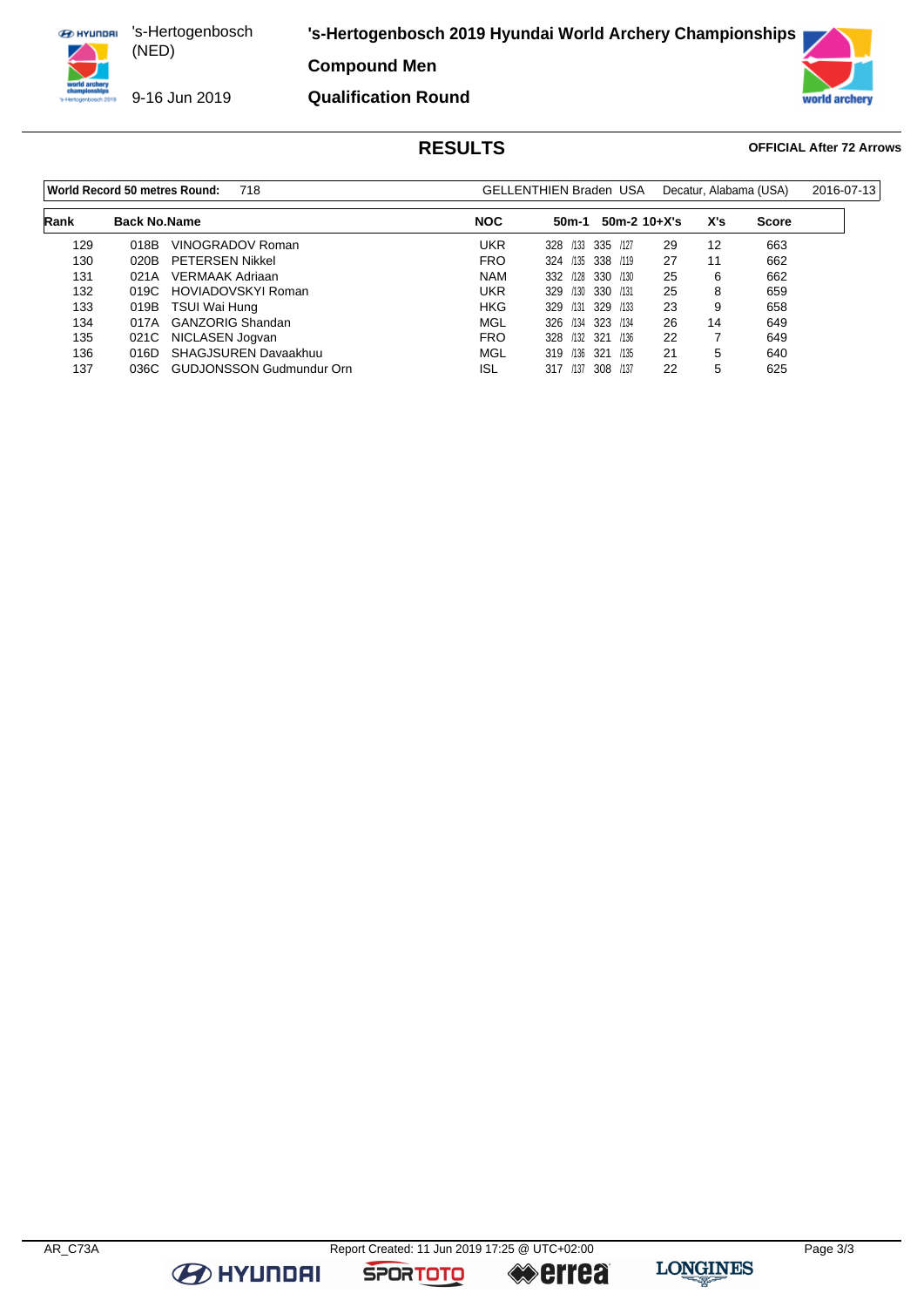's-Hertogenbosch (NED)

9-16 Jun 2019

# 's-Hertogenbosch 2019 Hyundai World Archery Championships

## Compound Men

## Qualification Round

### RESULTS

**OFFICIAL After 72 Arrows**

| **World Record 50 metres Round:** 718 | GELLENTHIEN Braden USA | Decatur, Alabama (USA) | 2016-07-13 |
|---|---|---|---|

| Rank | Back No. | Name | NOC | 50m-1 | | 50m-2 | | 10+X's | X's | Score |
|---|---|---|---|---|---|---|---|---|---|---|
| 129 | 018B | VINOGRADOV Roman | UKR | 328 | /133 | 335 | /127 | 29 | 12 | 663 |
| 130 | 020B | PETERSEN Nikkel | FRO | 324 | /135 | 338 | /119 | 27 | 11 | 662 |
| 131 | 021A | VERMAAK Adriaan | NAM | 332 | /128 | 330 | /130 | 25 | 6 | 662 |
| 132 | 019C | HOVIADOVSKYI Roman | UKR | 329 | /130 | 330 | /131 | 25 | 8 | 659 |
| 133 | 019B | TSUI Wai Hung | HKG | 329 | /131 | 329 | /133 | 23 | 9 | 658 |
| 134 | 017A | GANZORIG Shandan | MGL | 326 | /134 | 323 | /134 | 26 | 14 | 649 |
| 135 | 021C | NICLASEN Jogvan | FRO | 328 | /132 | 321 | /136 | 22 | 7 | 649 |
| 136 | 016D | SHAGJSUREN Davaakhuu | MGL | 319 | /136 | 321 | /135 | 21 | 5 | 640 |
| 137 | 036C | GUDJONSSON Gudmundur Orn | ISL | 317 | /137 | 308 | /137 | 22 | 5 | 625 |

AR_C73A

Report Created: 11 Jun 2019 17:25 @ UTC+02:00